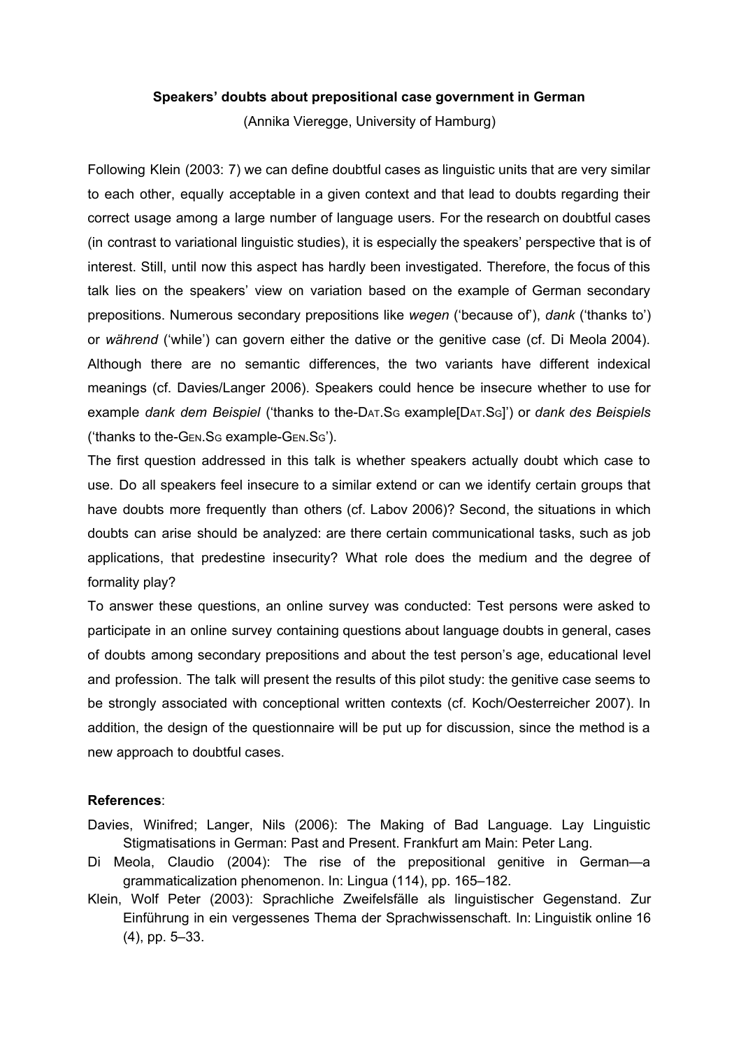**Speakers' doubts about prepositional case government in German**

(Annika Vieregge, University of Hamburg)

Following Klein (2003: 7) we can define doubtful cases as linguistic units that are very similar to each other, equally acceptable in a given context and that lead to doubts regarding their correct usage among a large number of language users. For the research on doubtful cases (in contrast to variational linguistic studies), it is especially the speakers' perspective that is of interest. Still, until now this aspect has hardly been investigated. Therefore, the focus of this talk lies on the speakers' view on variation based on the example of German secondary prepositions. Numerous secondary prepositions like *wegen* ('because of'), *dank* ('thanks to') or *während* ('while') can govern either the dative or the genitive case (cf. Di Meola 2004). Although there are no semantic differences, the two variants have different indexical meanings (cf. Davies/Langer 2006). Speakers could hence be insecure whether to use for example *dank dem Beispiel* ('thanks to the-DAT.SG example[DAT.SG]') or *dank des Beispiels* ('thanks to the-GEN.SG example-GEN.SG').

The first question addressed in this talk is whether speakers actually doubt which case to use. Do all speakers feel insecure to a similar extend or can we identify certain groups that have doubts more frequently than others (cf. Labov 2006)? Second, the situations in which doubts can arise should be analyzed: are there certain communicational tasks, such as job applications, that predestine insecurity? What role does the medium and the degree of formality play?

To answer these questions, an online survey was conducted: Test persons were asked to participate in an online survey containing questions about language doubts in general, cases of doubts among secondary prepositions and about the test person's age, educational level and profession. The talk will present the results of this pilot study: the genitive case seems to be strongly associated with conceptional written contexts (cf. Koch/Oesterreicher 2007). In addition, the design of the questionnaire will be put up for discussion, since the method is a new approach to doubtful cases.

**References**:

Davies, Winifred; Langer, Nils (2006): The Making of Bad Language. Lay Linguistic Stigmatisations in German: Past and Present. Frankfurt am Main: Peter Lang.

Di Meola, Claudio (2004): The rise of the prepositional genitive in German—a grammaticalization phenomenon. In: Lingua (114), pp. 165–182.

Klein, Wolf Peter (2003): Sprachliche Zweifelsfälle als linguistischer Gegenstand. Zur Einführung in ein vergessenes Thema der Sprachwissenschaft. In: Linguistik online 16 (4), pp. 5–33.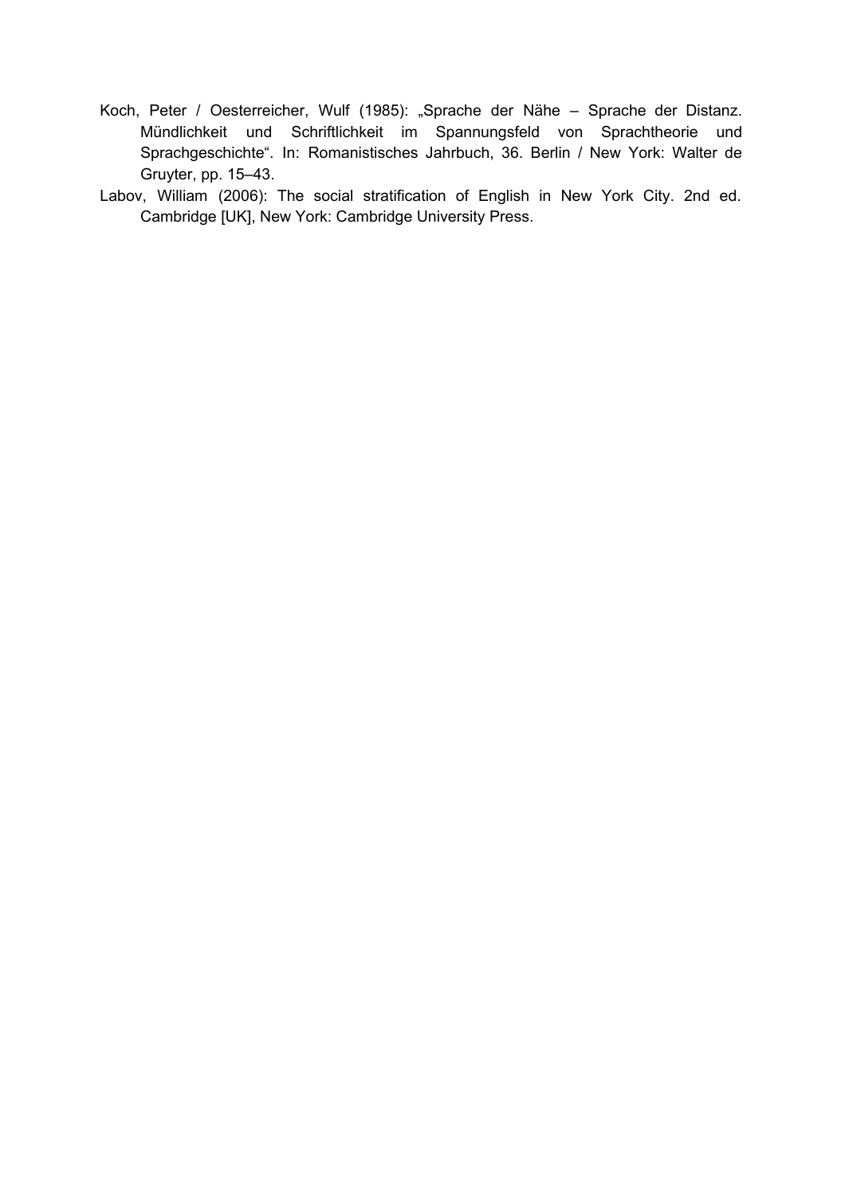Koch, Peter / Oesterreicher, Wulf (1985): „Sprache der Nähe – Sprache der Distanz. Mündlichkeit und Schriftlichkeit im Spannungsfeld von Sprachtheorie und Sprachgeschichte“. In: Romanistisches Jahrbuch, 36. Berlin / New York: Walter de Gruyter, pp. 15–43.

Labov, William (2006): The social stratification of English in New York City. 2nd ed. Cambridge [UK], New York: Cambridge University Press.